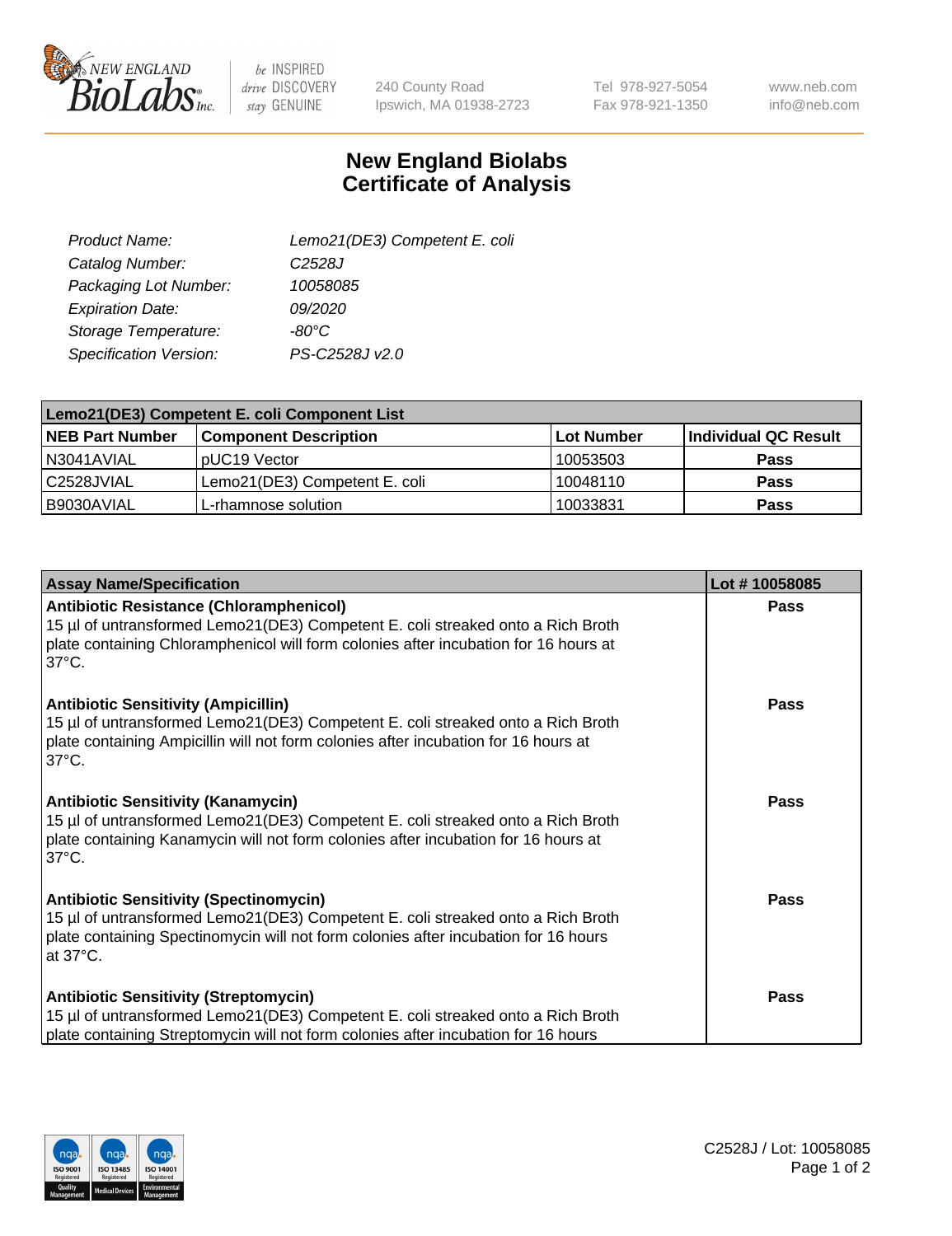240 County Road
Ipswich, MA 01938-2723

Tel 978-927-5054
Fax 978-921-1350

www.neb.com
info@neb.com

# New England Biolabs
# Certificate of Analysis

| | |
|---|---|
| *Product Name:* | *Lemo21(DE3) Competent E. coli* |
| *Catalog Number:* | *C2528J* |
| *Packaging Lot Number:* | *10058085* |
| *Expiration Date:* | *09/2020* |
| *Storage Temperature:* | *-80°C* |
| *Specification Version:* | *PS-C2528J v2.0* |

| Lemo21(DE3) Competent E. coli Component List | | | |
|---|---|---|---|
| **NEB Part Number** | **Component Description** | **Lot Number** | **Individual QC Result** |
| N3041AVIAL | pUC19 Vector | 10053503 | **Pass** |
| C2528JVIAL | Lemo21(DE3) Competent E. coli | 10048110 | **Pass** |
| B9030AVIAL | L-rhamnose solution | 10033831 | **Pass** |

| Assay Name/Specification | Lot # 10058085 |
|---|---|
| **Antibiotic Resistance (Chloramphenicol)**<br>15 µl of untransformed Lemo21(DE3) Competent E. coli streaked onto a Rich Broth plate containing Chloramphenicol will form colonies after incubation for 16 hours at 37°C. | **Pass** |
| **Antibiotic Sensitivity (Ampicillin)**<br>15 µl of untransformed Lemo21(DE3) Competent E. coli streaked onto a Rich Broth plate containing Ampicillin will not form colonies after incubation for 16 hours at 37°C. | **Pass** |
| **Antibiotic Sensitivity (Kanamycin)**<br>15 µl of untransformed Lemo21(DE3) Competent E. coli streaked onto a Rich Broth plate containing Kanamycin will not form colonies after incubation for 16 hours at 37°C. | **Pass** |
| **Antibiotic Sensitivity (Spectinomycin)**<br>15 µl of untransformed Lemo21(DE3) Competent E. coli streaked onto a Rich Broth plate containing Spectinomycin will not form colonies after incubation for 16 hours at 37°C. | **Pass** |
| **Antibiotic Sensitivity (Streptomycin)**<br>15 µl of untransformed Lemo21(DE3) Competent E. coli streaked onto a Rich Broth plate containing Streptomycin will not form colonies after incubation for 16 hours | **Pass** |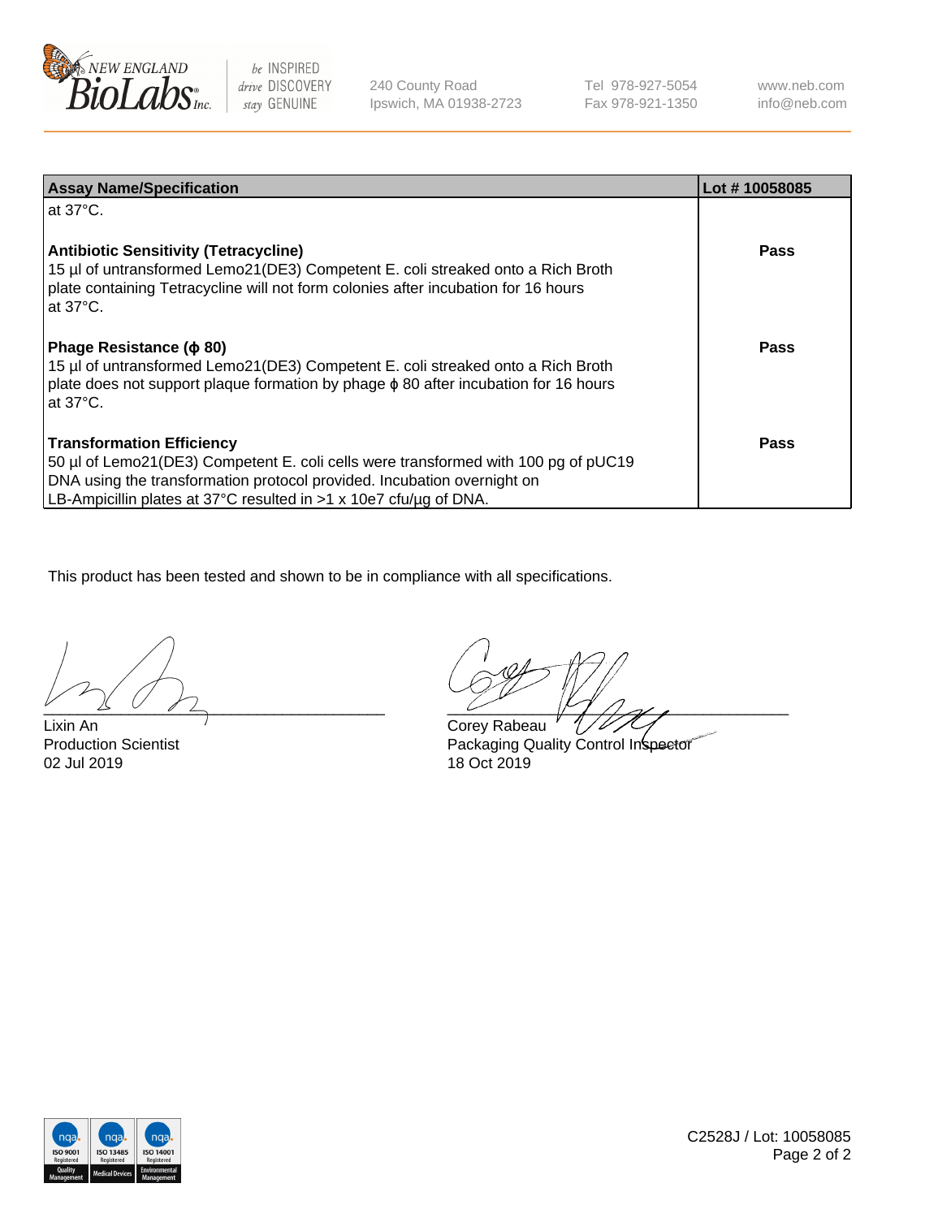| Assay Name/Specification | Lot # 10058085 |
| --- | --- |
| at 37°C. | |
| **Antibiotic Sensitivity (Tetracycline)**<br>15 µl of untransformed Lemo21(DE3) Competent E. coli streaked onto a Rich Broth plate containing Tetracycline will not form colonies after incubation for 16 hours at 37°C. | **Pass** |
| **Phage Resistance (ϕ 80)**<br>15 µl of untransformed Lemo21(DE3) Competent E. coli streaked onto a Rich Broth plate does not support plaque formation by phage ϕ 80 after incubation for 16 hours at 37°C. | **Pass** |
| **Transformation Efficiency**<br>50 µl of Lemo21(DE3) Competent E. coli cells were transformed with 100 pg of pUC19 DNA using the transformation protocol provided. Incubation overnight on LB-Ampicillin plates at 37°C resulted in >1 x 10e7 cfu/µg of DNA. | **Pass** |

This product has been tested and shown to be in compliance with all specifications.

Lixin An
Production Scientist
02 Jul 2019

Corey Rabeau
Packaging Quality Control Inspector
18 Oct 2019

C2528J / Lot: 10058085